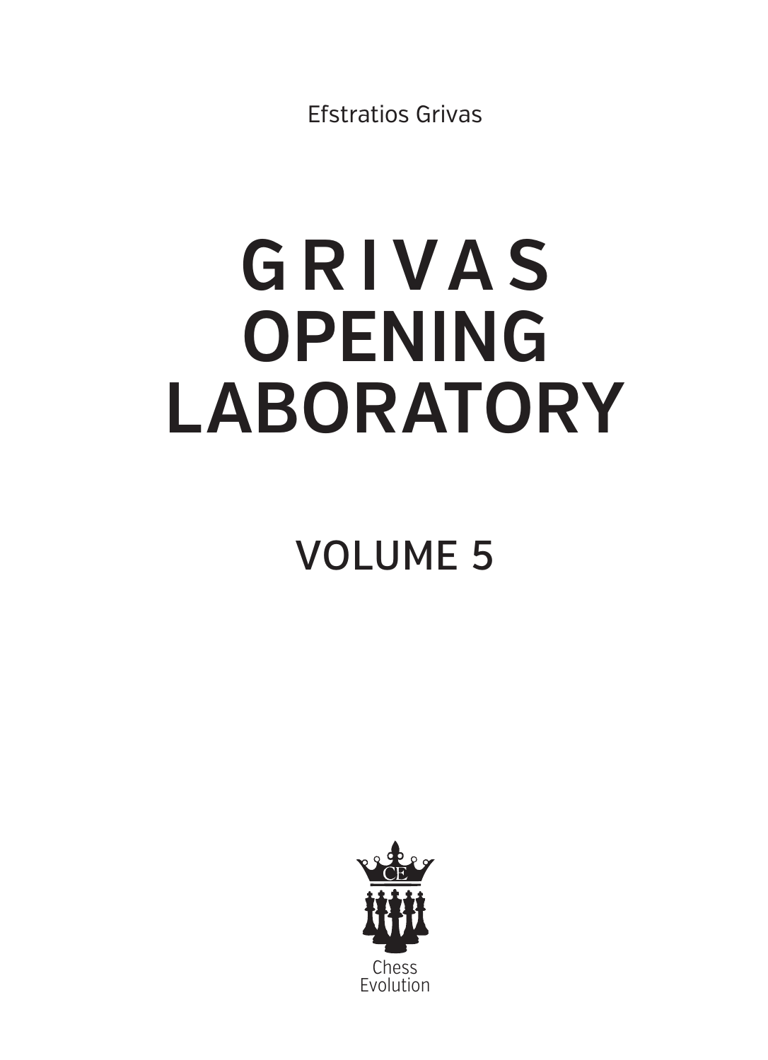Efstratios Grivas

# GRIVAS OPENING LABORATORY

## VOLUME 5

Chess Evolution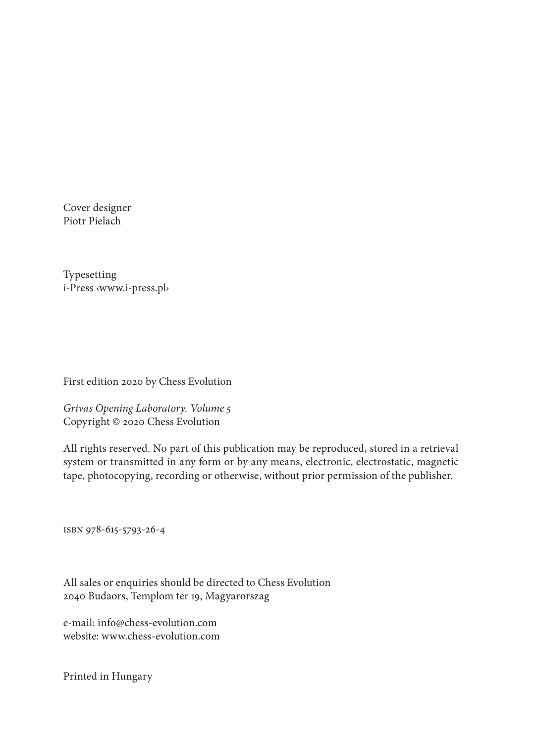Cover designer
Piotr Pielach

Typesetting
i-Press ‹www.i-press.pl›

First edition 2020 by Chess Evolution

*Grivas Opening Laboratory. Volume 5*
Copyright © 2020 Chess Evolution

All rights reserved. No part of this publication may be reproduced, stored in a retrieval system or transmitted in any form or by any means, electronic, electrostatic, magnetic tape, photocopying, recording or otherwise, without prior permission of the publisher.

ISBN 978-615-5793-26-4

All sales or enquiries should be directed to Chess Evolution
2040 Budaors, Templom ter 19, Magyarorszag

e-mail: info@chess-evolution.com
website: www.chess-evolution.com

Printed in Hungary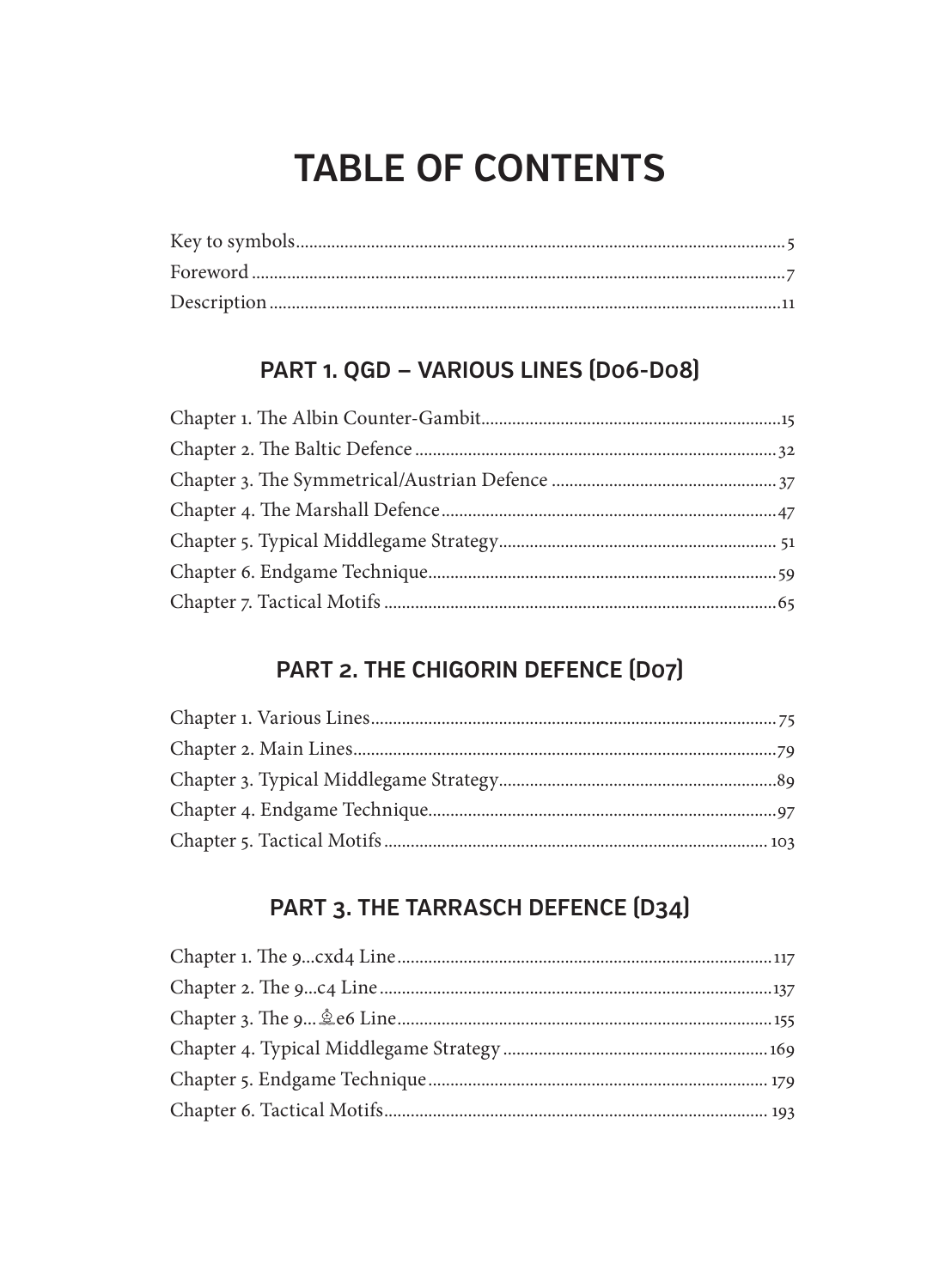# TABLE OF CONTENTS

Key to symbols ..... 5
Foreword ..... 7
Description ..... 11

## PART 1. QGD – VARIOUS LINES (D06-D08)

Chapter 1. The Albin Counter-Gambit ..... 15
Chapter 2. The Baltic Defence ..... 32
Chapter 3. The Symmetrical/Austrian Defence ..... 37
Chapter 4. The Marshall Defence ..... 47
Chapter 5. Typical Middlegame Strategy ..... 51
Chapter 6. Endgame Technique ..... 59
Chapter 7. Tactical Motifs ..... 65

## PART 2. THE CHIGORIN DEFENCE (D07)

Chapter 1. Various Lines ..... 75
Chapter 2. Main Lines ..... 79
Chapter 3. Typical Middlegame Strategy ..... 89
Chapter 4. Endgame Technique ..... 97
Chapter 5. Tactical Motifs ..... 103

## PART 3. THE TARRASCH DEFENCE (D34)

Chapter 1. The 9...cxd4 Line ..... 117
Chapter 2. The 9...c4 Line ..... 137
Chapter 3. The 9...♗e6 Line ..... 155
Chapter 4. Typical Middlegame Strategy ..... 169
Chapter 5. Endgame Technique ..... 179
Chapter 6. Tactical Motifs ..... 193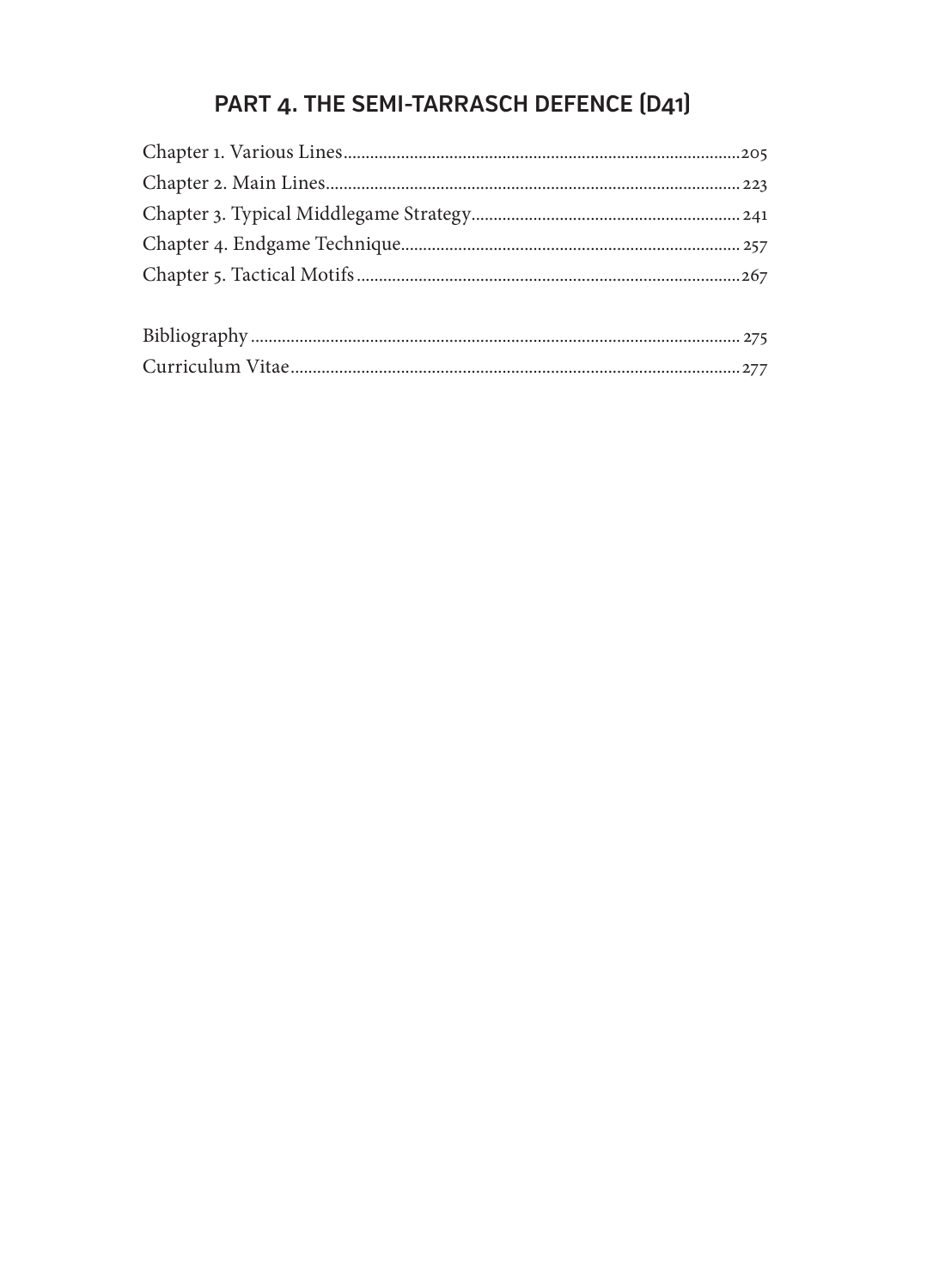## PART 4. THE SEMI-TARRASCH DEFENCE (D41)

Chapter 1. Various Lines........................................................................................205
Chapter 2. Main Lines............................................................................................223
Chapter 3. Typical Middlegame Strategy...........................................................241
Chapter 4. Endgame Technique...........................................................................257
Chapter 5. Tactical Motifs.....................................................................................267

Bibliography...........................................................................................................275
Curriculum Vitae....................................................................................................277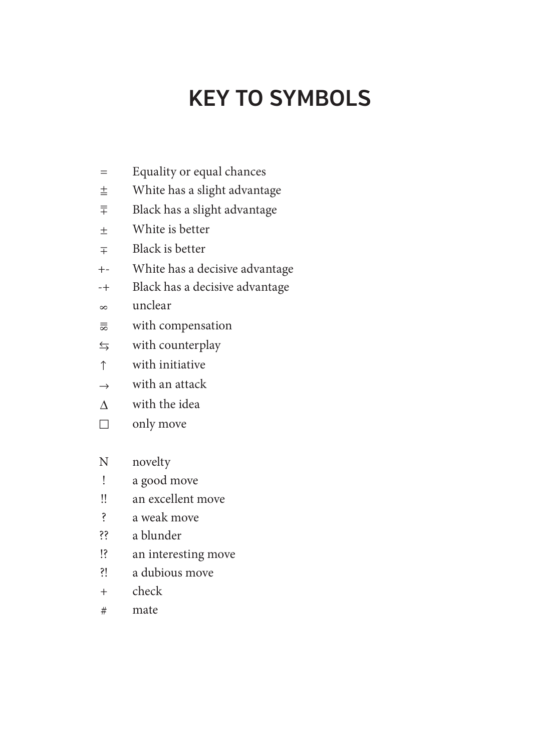# KEY TO SYMBOLS

| | |
|---|---|
| = | Equality or equal chances |
| ⩲ | White has a slight advantage |
| ⩱ | Black has a slight advantage |
| ± | White is better |
| ∓ | Black is better |
| +- | White has a decisive advantage |
| -+ | Black has a decisive advantage |
| ∞ | unclear |
| =∞ | with compensation |
| ⇆ | with counterplay |
| ↑ | with initiative |
| → | with an attack |
| Δ | with the idea |
| □ | only move |
| N | novelty |
| ! | a good move |
| !! | an excellent move |
| ? | a weak move |
| ?? | a blunder |
| !? | an interesting move |
| ?! | a dubious move |
| + | check |
| # | mate |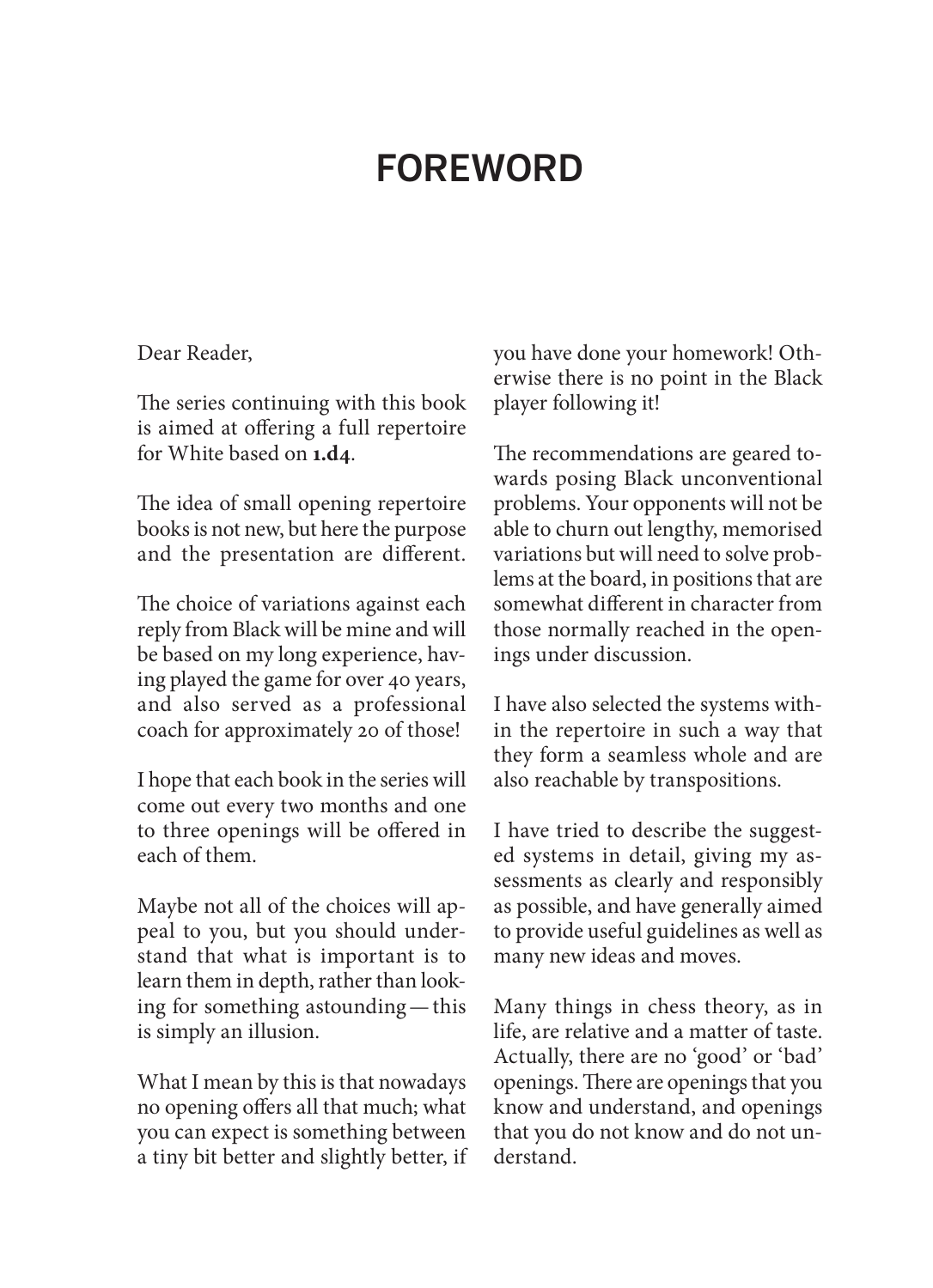# FOREWORD

Dear Reader,

The series continuing with this book is aimed at offering a full repertoire for White based on **1.d4**.

The idea of small opening repertoire books is not new, but here the purpose and the presentation are different.

The choice of variations against each reply from Black will be mine and will be based on my long experience, having played the game for over 40 years, and also served as a professional coach for approximately 20 of those!

I hope that each book in the series will come out every two months and one to three openings will be offered in each of them.

Maybe not all of the choices will appeal to you, but you should understand that what is important is to learn them in depth, rather than looking for something astounding — this is simply an illusion.

What I mean by this is that nowadays no opening offers all that much; what you can expect is something between a tiny bit better and slightly better, if you have done your homework! Otherwise there is no point in the Black player following it!

The recommendations are geared towards posing Black unconventional problems. Your opponents will not be able to churn out lengthy, memorised variations but will need to solve problems at the board, in positions that are somewhat different in character from those normally reached in the openings under discussion.

I have also selected the systems within the repertoire in such a way that they form a seamless whole and are also reachable by transpositions.

I have tried to describe the suggested systems in detail, giving my assessments as clearly and responsibly as possible, and have generally aimed to provide useful guidelines as well as many new ideas and moves.

Many things in chess theory, as in life, are relative and a matter of taste. Actually, there are no 'good' or 'bad' openings. There are openings that you know and understand, and openings that you do not know and do not understand.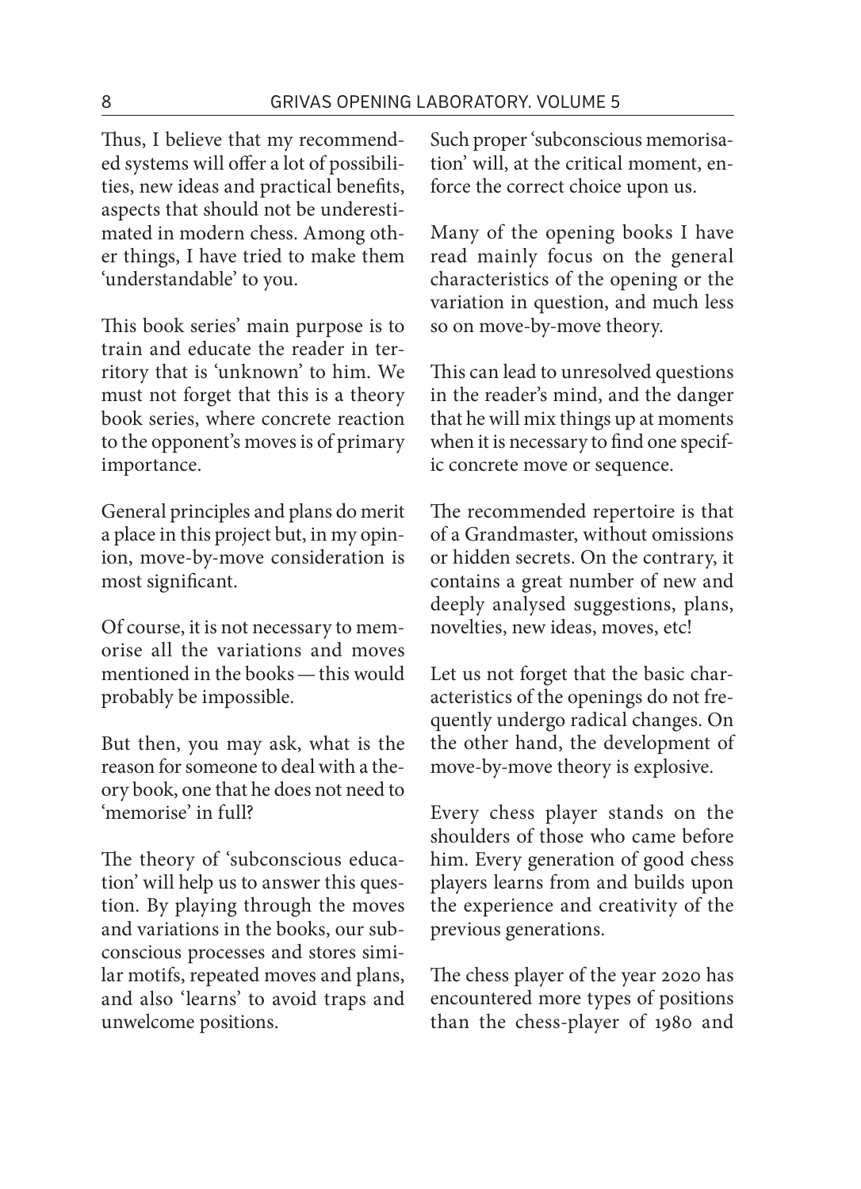Thus, I believe that my recommended systems will offer a lot of possibilities, new ideas and practical benefits, aspects that should not be underestimated in modern chess. Among other things, I have tried to make them 'understandable' to you.

This book series' main purpose is to train and educate the reader in territory that is 'unknown' to him. We must not forget that this is a theory book series, where concrete reaction to the opponent's moves is of primary importance.

General principles and plans do merit a place in this project but, in my opinion, move-by-move consideration is most significant.

Of course, it is not necessary to memorise all the variations and moves mentioned in the books — this would probably be impossible.

But then, you may ask, what is the reason for someone to deal with a theory book, one that he does not need to 'memorise' in full?

The theory of 'subconscious education' will help us to answer this question. By playing through the moves and variations in the books, our subconscious processes and stores similar motifs, repeated moves and plans, and also 'learns' to avoid traps and unwelcome positions.

Such proper 'subconscious memorisation' will, at the critical moment, enforce the correct choice upon us.

Many of the opening books I have read mainly focus on the general characteristics of the opening or the variation in question, and much less so on move-by-move theory.

This can lead to unresolved questions in the reader's mind, and the danger that he will mix things up at moments when it is necessary to find one specific concrete move or sequence.

The recommended repertoire is that of a Grandmaster, without omissions or hidden secrets. On the contrary, it contains a great number of new and deeply analysed suggestions, plans, novelties, new ideas, moves, etc!

Let us not forget that the basic characteristics of the openings do not frequently undergo radical changes. On the other hand, the development of move-by-move theory is explosive.

Every chess player stands on the shoulders of those who came before him. Every generation of good chess players learns from and builds upon the experience and creativity of the previous generations.

The chess player of the year 2020 has encountered more types of positions than the chess-player of 1980 and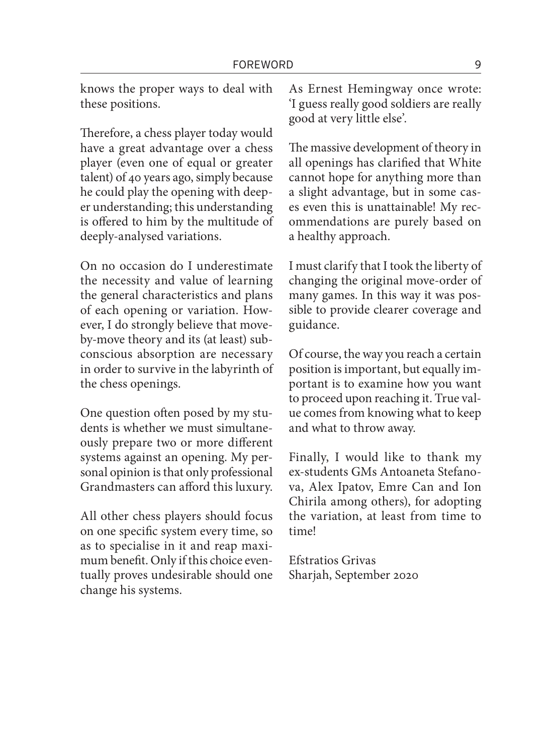knows the proper ways to deal with these positions.

Therefore, a chess player today would have a great advantage over a chess player (even one of equal or greater talent) of 40 years ago, simply because he could play the opening with deeper understanding; this understanding is offered to him by the multitude of deeply-analysed variations.

On no occasion do I underestimate the necessity and value of learning the general characteristics and plans of each opening or variation. However, I do strongly believe that move-by-move theory and its (at least) subconscious absorption are necessary in order to survive in the labyrinth of the chess openings.

One question often posed by my students is whether we must simultaneously prepare two or more different systems against an opening. My personal opinion is that only professional Grandmasters can afford this luxury.

All other chess players should focus on one specific system every time, so as to specialise in it and reap maximum benefit. Only if this choice eventually proves undesirable should one change his systems.

As Ernest Hemingway once wrote: 'I guess really good soldiers are really good at very little else'.

The massive development of theory in all openings has clarified that White cannot hope for anything more than a slight advantage, but in some cases even this is unattainable! My recommendations are purely based on a healthy approach.

I must clarify that I took the liberty of changing the original move-order of many games. In this way it was possible to provide clearer coverage and guidance.

Of course, the way you reach a certain position is important, but equally important is to examine how you want to proceed upon reaching it. True value comes from knowing what to keep and what to throw away.

Finally, I would like to thank my ex-students GMs Antoaneta Stefanova, Alex Ipatov, Emre Can and Ion Chirila among others), for adopting the variation, at least from time to time!

Efstratios Grivas
Sharjah, September 2020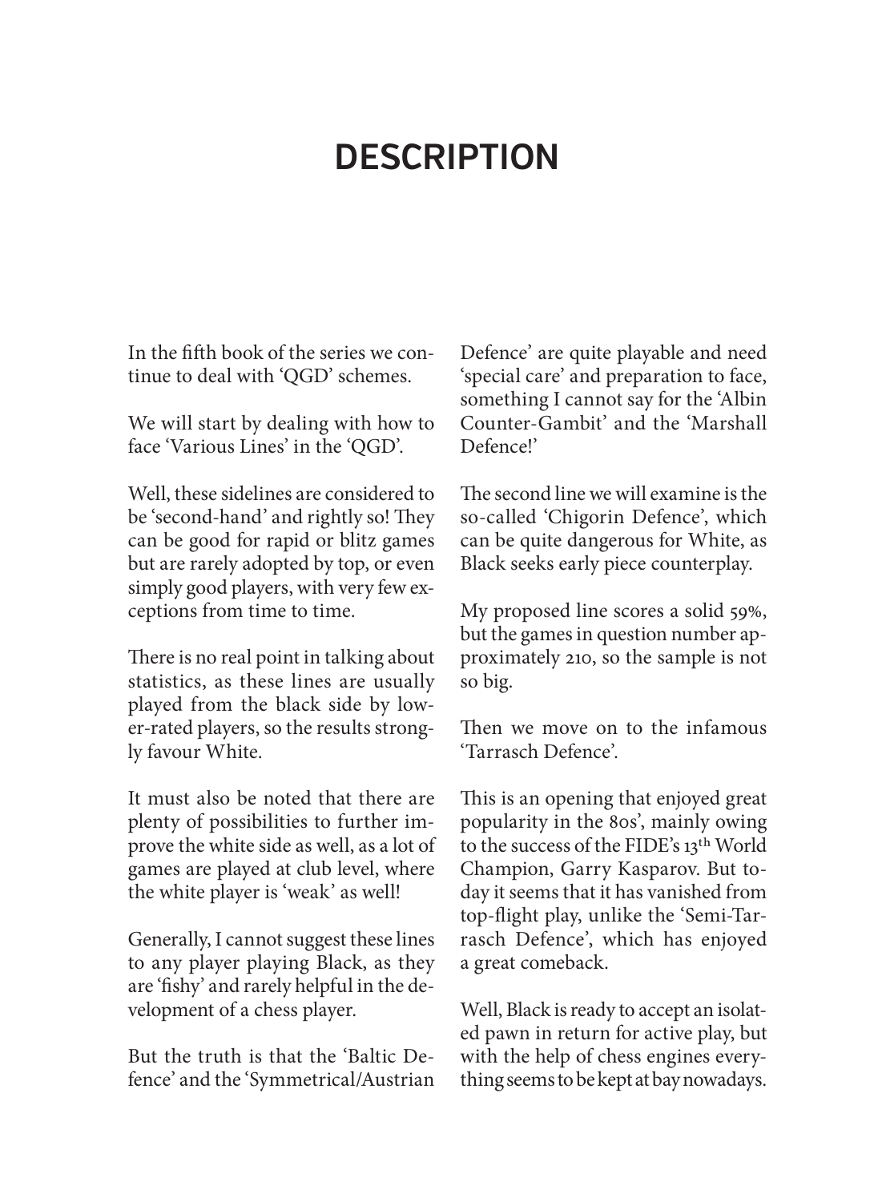# DESCRIPTION

In the fifth book of the series we continue to deal with 'QGD' schemes.

We will start by dealing with how to face 'Various Lines' in the 'QGD'.

Well, these sidelines are considered to be 'second-hand' and rightly so! They can be good for rapid or blitz games but are rarely adopted by top, or even simply good players, with very few exceptions from time to time.

There is no real point in talking about statistics, as these lines are usually played from the black side by lower-rated players, so the results strongly favour White.

It must also be noted that there are plenty of possibilities to further improve the white side as well, as a lot of games are played at club level, where the white player is 'weak' as well!

Generally, I cannot suggest these lines to any player playing Black, as they are 'fishy' and rarely helpful in the development of a chess player.

But the truth is that the 'Baltic Defence' and the 'Symmetrical/Austrian Defence' are quite playable and need 'special care' and preparation to face, something I cannot say for the 'Albin Counter-Gambit' and the 'Marshall Defence!'

The second line we will examine is the so-called 'Chigorin Defence', which can be quite dangerous for White, as Black seeks early piece counterplay.

My proposed line scores a solid 59%, but the games in question number approximately 210, so the sample is not so big.

Then we move on to the infamous 'Tarrasch Defence'.

This is an opening that enjoyed great popularity in the 80s', mainly owing to the success of the FIDE's 13th World Champion, Garry Kasparov. But today it seems that it has vanished from top-flight play, unlike the 'Semi-Tarrasch Defence', which has enjoyed a great comeback.

Well, Black is ready to accept an isolated pawn in return for active play, but with the help of chess engines everything seems to be kept at bay nowadays.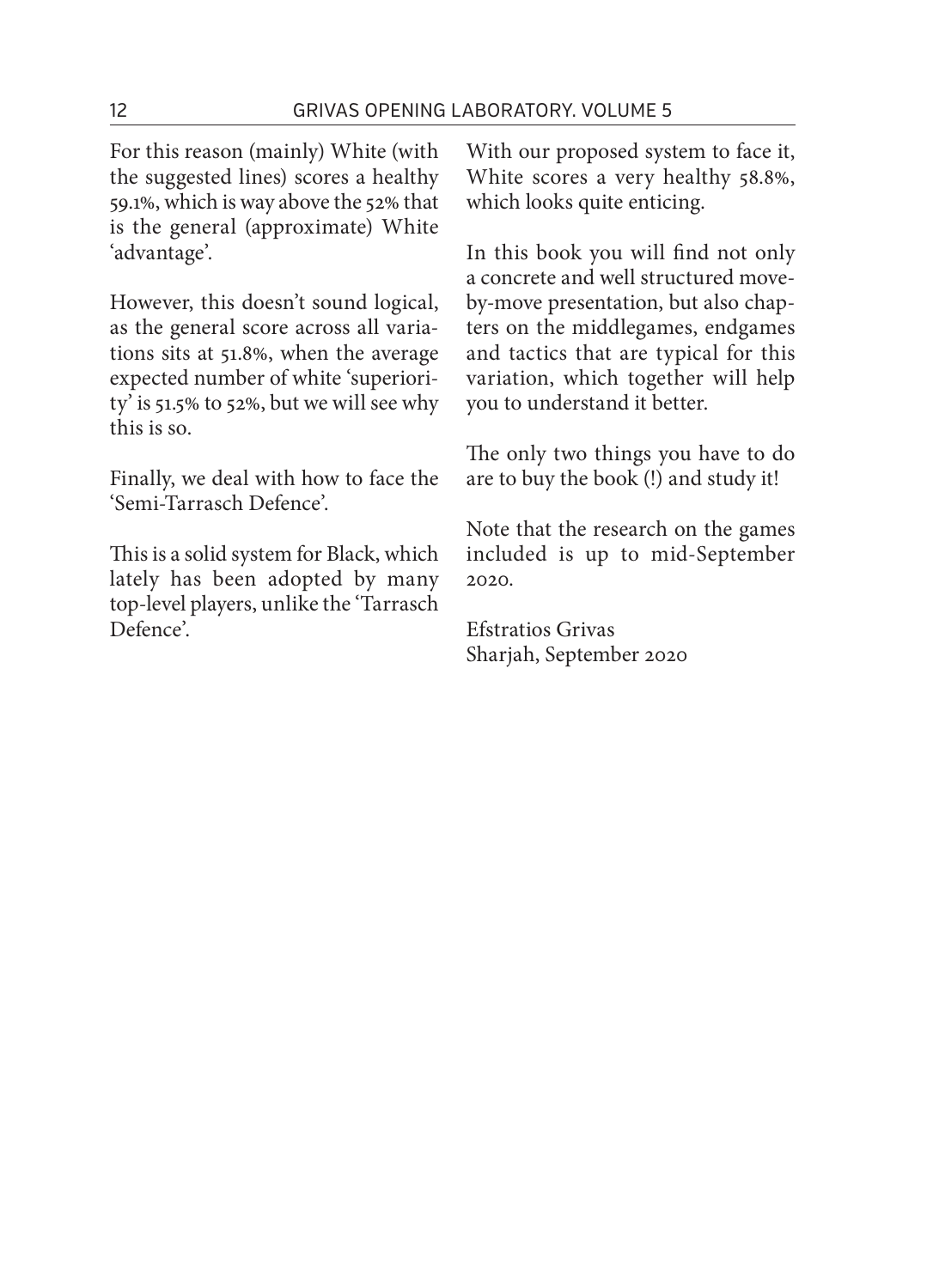For this reason (mainly) White (with the suggested lines) scores a healthy 59.1%, which is way above the 52% that is the general (approximate) White 'advantage'.

However, this doesn't sound logical, as the general score across all variations sits at 51.8%, when the average expected number of white 'superiority' is 51.5% to 52%, but we will see why this is so.

Finally, we deal with how to face the 'Semi-Tarrasch Defence'.

This is a solid system for Black, which lately has been adopted by many top-level players, unlike the 'Tarrasch Defence'.

With our proposed system to face it, White scores a very healthy 58.8%, which looks quite enticing.

In this book you will find not only a concrete and well structured move-by-move presentation, but also chapters on the middlegames, endgames and tactics that are typical for this variation, which together will help you to understand it better.

The only two things you have to do are to buy the book (!) and study it!

Note that the research on the games included is up to mid-September 2020.

Efstratios Grivas
Sharjah, September 2020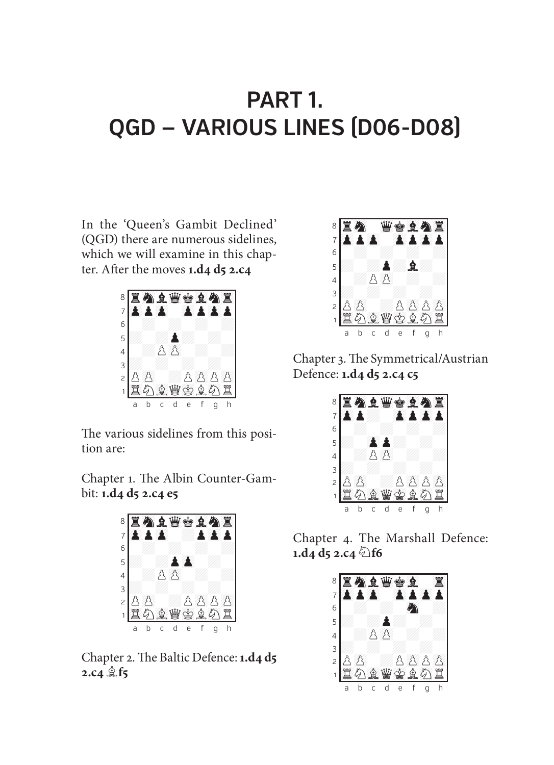# PART 1. QGD – VARIOUS LINES (D06-D08)

In the 'Queen's Gambit Declined' (QGD) there are numerous sidelines, which we will examine in this chapter. After the moves **1.d4 d5 2.c4**

The various sidelines from this position are:

Chapter 1. The Albin Counter-Gambit: **1.d4 d5 2.c4 e5**

Chapter 2. The Baltic Defence: **1.d4 d5 2.c4 ♗f5**

Chapter 3. The Symmetrical/Austrian Defence: **1.d4 d5 2.c4 c5**

Chapter 4. The Marshall Defence: **1.d4 d5 2.c4 ♘f6**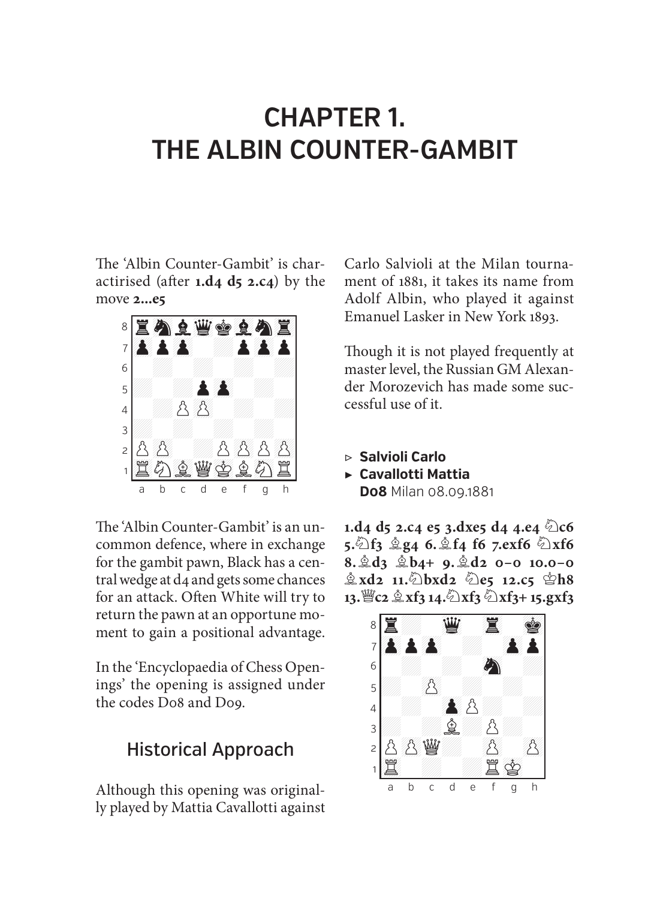# CHAPTER 1. THE ALBIN COUNTER-GAMBIT

The 'Albin Counter-Gambit' is characterised (after **1.d4 d5 2.c4**) by the move **2...e5**

The 'Albin Counter-Gambit' is an uncommon defence, where in exchange for the gambit pawn, Black has a central wedge at d4 and gets some chances for an attack. Often White will try to return the pawn at an opportune moment to gain a positional advantage.

In the 'Encyclopaedia of Chess Openings' the opening is assigned under the codes D08 and D09.

## Historical Approach

Although this opening was originally played by Mattia Cavallotti against Carlo Salvioli at the Milan tournament of 1881, it takes its name from Adolf Albin, who played it against Emanuel Lasker in New York 1893.

Though it is not played frequently at master level, the Russian GM Alexander Morozevich has made some successful use of it.

▷ **Salvioli Carlo**
▶ **Cavallotti Mattia**
**D08** Milan 08.09.1881

**1.d4 d5 2.c4 e5 3.dxe5 d4 4.e4 ♘c6 5.♘f3 ♗g4 6.♗f4 f6 7.exf6 ♘xf6 8.♗d3 ♗b4+ 9.♗d2 0–0 10.0–0 ♗xd2 11.♘bxd2 ♘e5 12.c5 ♔h8 13.♕c2 ♗xf3 14.♘xf3 ♘xf3+ 15.gxf3**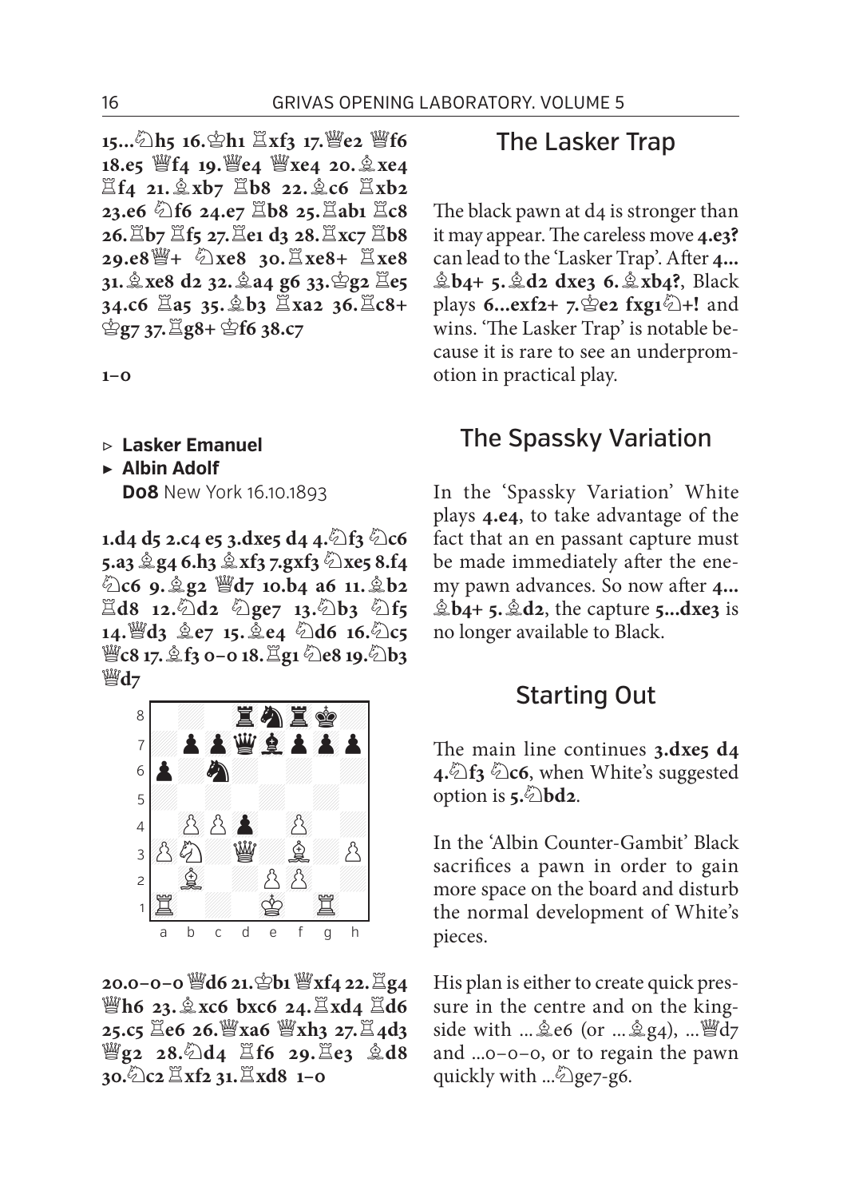**15...♘h5 16.♔h1 ♖xf3 17.♕e2 ♕f6 18.e5 ♕f4 19.♕e4 ♕xe4 20.♗xe4 ♖f4 21.♗xb7 ♖b8 22.♗c6 ♖xb2 23.e6 ♘f6 24.e7 ♖b8 25.♖ab1 ♖c8 26.♖b7 ♖f5 27.♖e1 d3 28.♖xc7 ♖b8 29.e8♕+ ♘xe8 30.♖xe8+ ♖xe8 31.♗xe8 d2 32.♗a4 g6 33.♔g2 ♖e5 34.c6 ♖a5 35.♗b3 ♖xa2 36.♖c8+ ♔g7 37.♖g8+ ♔f6 38.c7**

**1–0**

▹ **Lasker Emanuel**
▸ **Albin Adolf**
**D08** New York 16.10.1893

**1.d4 d5 2.c4 e5 3.dxe5 d4 4.♘f3 ♘c6 5.a3 ♗g4 6.h3 ♗xf3 7.gxf3 ♘xe5 8.f4 ♘c6 9.♗g2 ♕d7 10.b4 a6 11.♗b2 ♖d8 12.♘d2 ♘ge7 13.♘b3 ♘f5 14.♕d3 ♗e7 15.♗e4 ♘d6 16.♘c5 ♕c8 17.♗f3 0–0 18.♖g1 ♘e8 19.♘b3 ♕d7**

**20.0–0–0 ♕d6 21.♔b1 ♕xf4 22.♖g4 ♕h6 23.♗xc6 bxc6 24.♖xd4 ♖d6 25.c5 ♖e6 26.♕xa6 ♕xh3 27.♖4d3 ♕g2 28.♘d4 ♖f6 29.♖e3 ♗d8 30.♘c2 ♖xf2 31.♖xd8 1–0**

## The Lasker Trap

The black pawn at d4 is stronger than it may appear. The careless move **4.e3?** can lead to the 'Lasker Trap'. After **4... ♗b4+ 5.♗d2 dxe3 6.♗xb4?**, Black plays **6...exf2+ 7.♔e2 fxg1♘+!** and wins. 'The Lasker Trap' is notable because it is rare to see an underpromotion in practical play.

## The Spassky Variation

In the 'Spassky Variation' White plays **4.e4**, to take advantage of the fact that an en passant capture must be made immediately after the enemy pawn advances. So now after **4... ♗b4+ 5.♗d2**, the capture **5...dxe3** is no longer available to Black.

## Starting Out

The main line continues **3.dxe5 d4 4.♘f3 ♘c6**, when White's suggested option is **5.♘bd2**.

In the 'Albin Counter-Gambit' Black sacrifices a pawn in order to gain more space on the board and disturb the normal development of White's pieces.

His plan is either to create quick pressure in the centre and on the kingside with ...♗e6 (or ...♗g4), ...♕d7 and ...0–0–0, or to regain the pawn quickly with ...♘ge7-g6.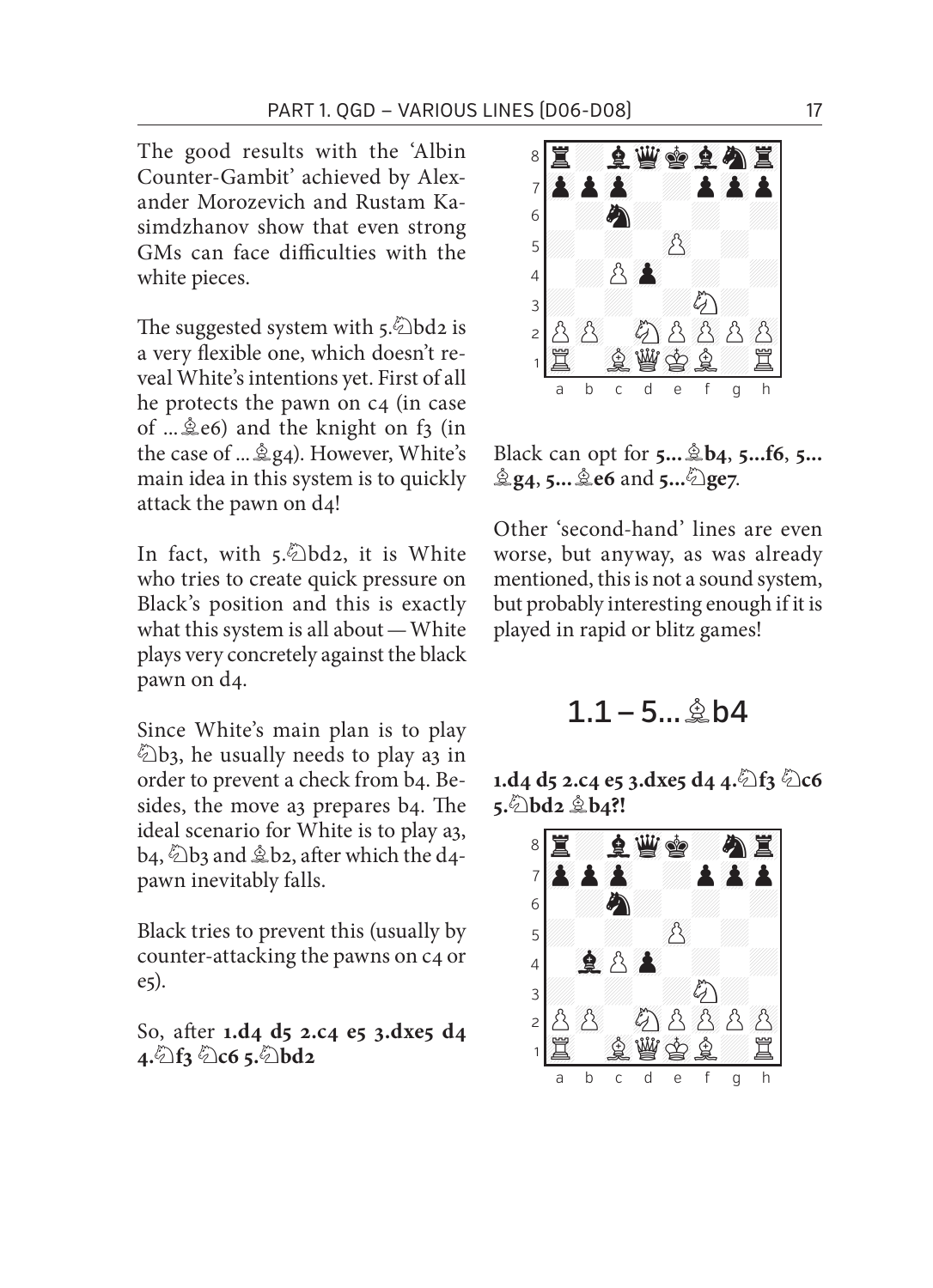The good results with the 'Albin Counter-Gambit' achieved by Alexander Morozevich and Rustam Kasimdzhanov show that even strong GMs can face difficulties with the white pieces.

The suggested system with 5.♘bd2 is a very flexible one, which doesn't reveal White's intentions yet. First of all he protects the pawn on c4 (in case of ...♗e6) and the knight on f3 (in the case of ...♗g4). However, White's main idea in this system is to quickly attack the pawn on d4!

In fact, with 5.♘bd2, it is White who tries to create quick pressure on Black's position and this is exactly what this system is all about — White plays very concretely against the black pawn on d4.

Since White's main plan is to play ♘b3, he usually needs to play a3 in order to prevent a check from b4. Besides, the move a3 prepares b4. The ideal scenario for White is to play a3, b4, ♘b3 and ♗b2, after which the d4-pawn inevitably falls.

Black tries to prevent this (usually by counter-attacking the pawns on c4 or e5).

So, after **1.d4 d5 2.c4 e5 3.dxe5 d4 4.♘f3 ♘c6 5.♘bd2**

Black can opt for **5...♗b4**, **5...f6**, **5...♗g4**, **5...♗e6** and **5...♘ge7**.

Other 'second-hand' lines are even worse, but anyway, as was already mentioned, this is not a sound system, but probably interesting enough if it is played in rapid or blitz games!

## 1.1 – 5...♗b4

**1.d4 d5 2.c4 e5 3.dxe5 d4 4.♘f3 ♘c6 5.♘bd2 ♗b4?!**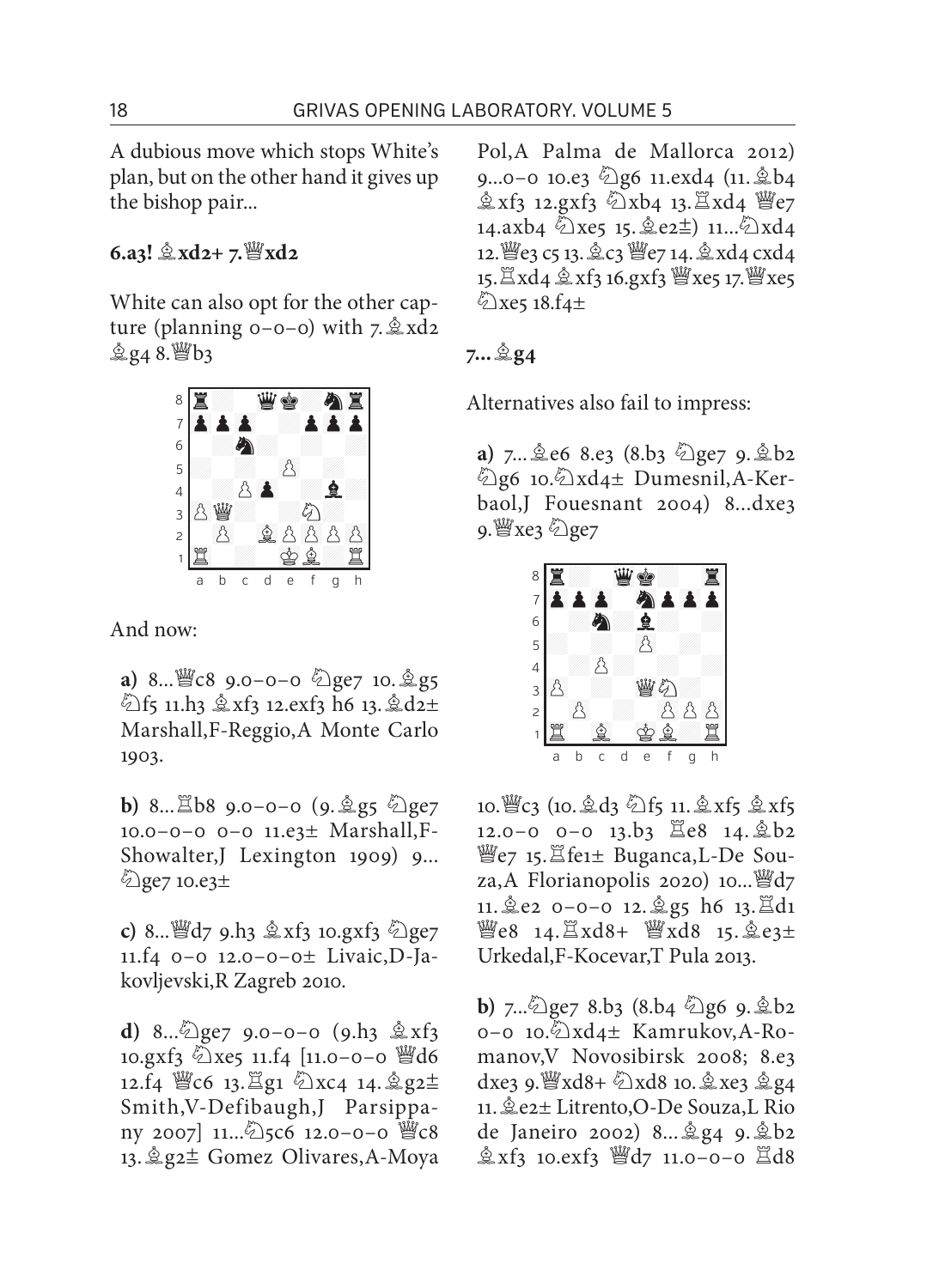A dubious move which stops White's plan, but on the other hand it gives up the bishop pair...

**6.a3! ♗xd2+ 7.♕xd2**

White can also opt for the other capture (planning 0–0–0) with 7.♗xd2 ♗g4 8.♕b3

And now:

**a)** 8...♕c8 9.0–0–0 ♘ge7 10.♗g5 ♘f5 11.h3 ♗xf3 12.exf3 h6 13.♗d2± Marshall,F-Reggio,A Monte Carlo 1903.

**b)** 8...♖b8 9.0–0–0 (9.♗g5 ♘ge7 10.0–0–0 0–0 11.e3± Marshall,F-Showalter,J Lexington 1909) 9...♘ge7 10.e3±

**c)** 8...♕d7 9.h3 ♗xf3 10.gxf3 ♘ge7 11.f4 0–0 12.0–0–0± Livaic,D-Jakovljevski,R Zagreb 2010.

**d)** 8...♘ge7 9.0–0–0 (9.h3 ♗xf3 10.gxf3 ♘xe5 11.f4 [11.0–0–0 ♕d6 12.f4 ♕c6 13.♖g1 ♘xc4 14.♗g2± Smith,V-Defibaugh,J Parsippany 2007] 11...♘5c6 12.0–0–0 ♕c8 13.♗g2± Gomez Olivares,A-Moya Pol,A Palma de Mallorca 2012) 9...0–0 10.e3 ♘g6 11.exd4 (11.♗b4 ♗xf3 12.gxf3 ♘xb4 13.♖xd4 ♕e7 14.axb4 ♘xe5 15.♗e2±) 11...♘xd4 12.♕e3 c5 13.♗c3 ♕e7 14.♗xd4 cxd4 15.♖xd4 ♗xf3 16.gxf3 ♕xe5 17.♕xe5 ♘xe5 18.f4±

**7...♗g4**

Alternatives also fail to impress:

**a)** 7...♗e6 8.e3 (8.b3 ♘ge7 9.♗b2 ♘g6 10.♘xd4± Dumesnil,A-Kerbaol,J Fouesnant 2004) 8...dxe3 9.♕xe3 ♘ge7

10.♕c3 (10.♗d3 ♘f5 11.♗xf5 ♗xf5 12.0–0 0–0 13.b3 ♖e8 14.♗b2 ♕e7 15.♖fe1± Buganca,L-De Souza,A Florianopolis 2020) 10...♕d7 11.♗e2 0–0–0 12.♗g5 h6 13.♖d1 ♕e8 14.♖xd8+ ♕xd8 15.♗e3± Urkedal,F-Kocevar,T Pula 2013.

**b)** 7...♘ge7 8.b3 (8.b4 ♘g6 9.♗b2 0–0 10.♘xd4± Kamrukov,A-Romanov,V Novosibirsk 2008; 8.e3 dxe3 9.♕xd8+ ♘xd8 10.♗xe3 ♗g4 11.♗e2± Litrento,O-De Souza,L Rio de Janeiro 2002) 8...♗g4 9.♗b2 ♗xf3 10.exf3 ♕d7 11.0–0–0 ♖d8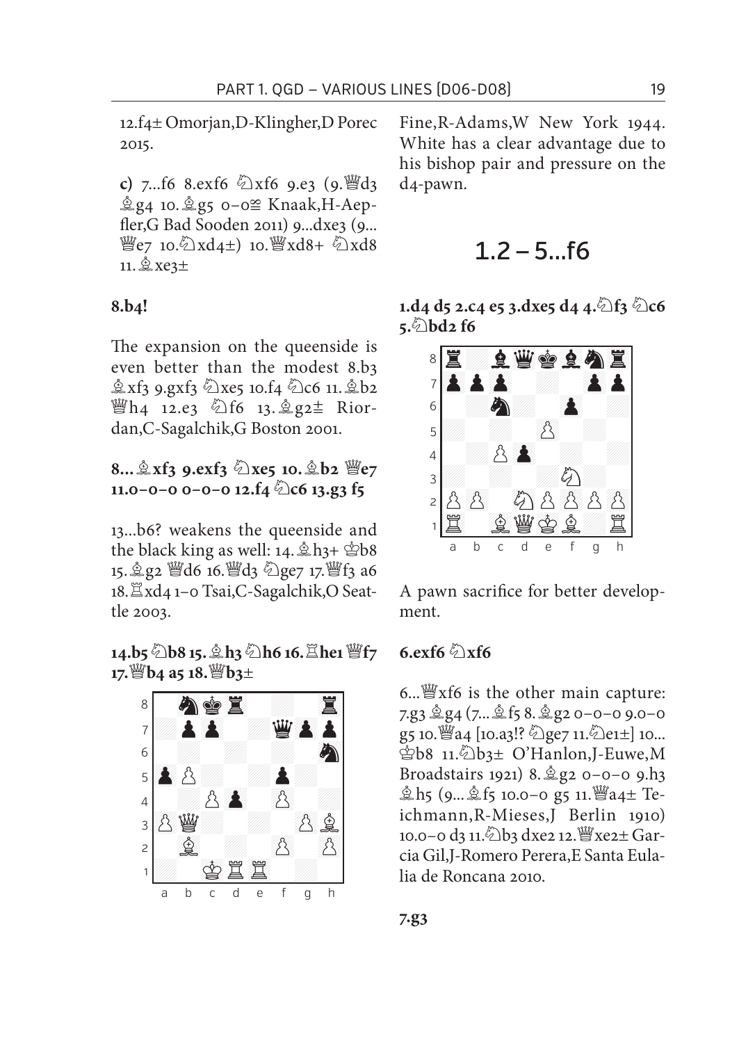12.f4± Omorjan,D-Klingher,D Porec 2015.

**c)** 7...f6 8.exf6 ♘xf6 9.e3 (9.♕d3 ♗g4 10.♗g5 0–0≅ Knaak,H-Aepfler,G Bad Sooden 2011) 9...dxe3 (9...♕e7 10.♘xd4±) 10.♕xd8+ ♘xd8 11.♗xe3±

**8.b4!**

The expansion on the queenside is even better than the modest 8.b3 ♗xf3 9.gxf3 ♘xe5 10.f4 ♘c6 11.♗b2 ♕h4 12.e3 ♘f6 13.♗g2± Riordan,C-Sagalchik,G Boston 2001.

**8...♗xf3 9.exf3 ♘xe5 10.♗b2 ♕e7 11.0–0–0 0–0–0 12.f4 ♘c6 13.g3 f5**

13...b6? weakens the queenside and the black king as well: 14.♗h3+ ♔b8 15.♗g2 ♕d6 16.♕d3 ♘ge7 17.♕f3 a6 18.♖xd4 1–0 Tsai,C-Sagalchik,O Seattle 2003.

**14.b5 ♘b8 15.♗h3 ♘h6 16.♖he1 ♕f7 17.♕b4 a5 18.♕b3±**

Fine,R-Adams,W New York 1944. White has a clear advantage due to his bishop pair and pressure on the d4-pawn.

## 1.2 – 5...f6

**1.d4 d5 2.c4 e5 3.dxe5 d4 4.♘f3 ♘c6 5.♘bd2 f6**

A pawn sacrifice for better development.

**6.exf6 ♘xf6**

6...♕xf6 is the other main capture: 7.g3 ♗g4 (7...♗f5 8.♗g2 0–0–0 9.0–0 g5 10.♕a4 [10.a3!? ♘ge7 11.♘e1±] 10...♔b8 11.♘b3± O'Hanlon,J-Euwe,M Broadstairs 1921) 8.♗g2 0–0–0 9.h3 ♗h5 (9...♗f5 10.0–0 g5 11.♕a4± Teichmann,R-Mieses,J Berlin 1910) 10.0–0 d3 11.♘b3 dxe2 12.♕xe2± Garcia Gil,J-Romero Perera,E Santa Eulalia de Roncana 2010.

**7.g3**